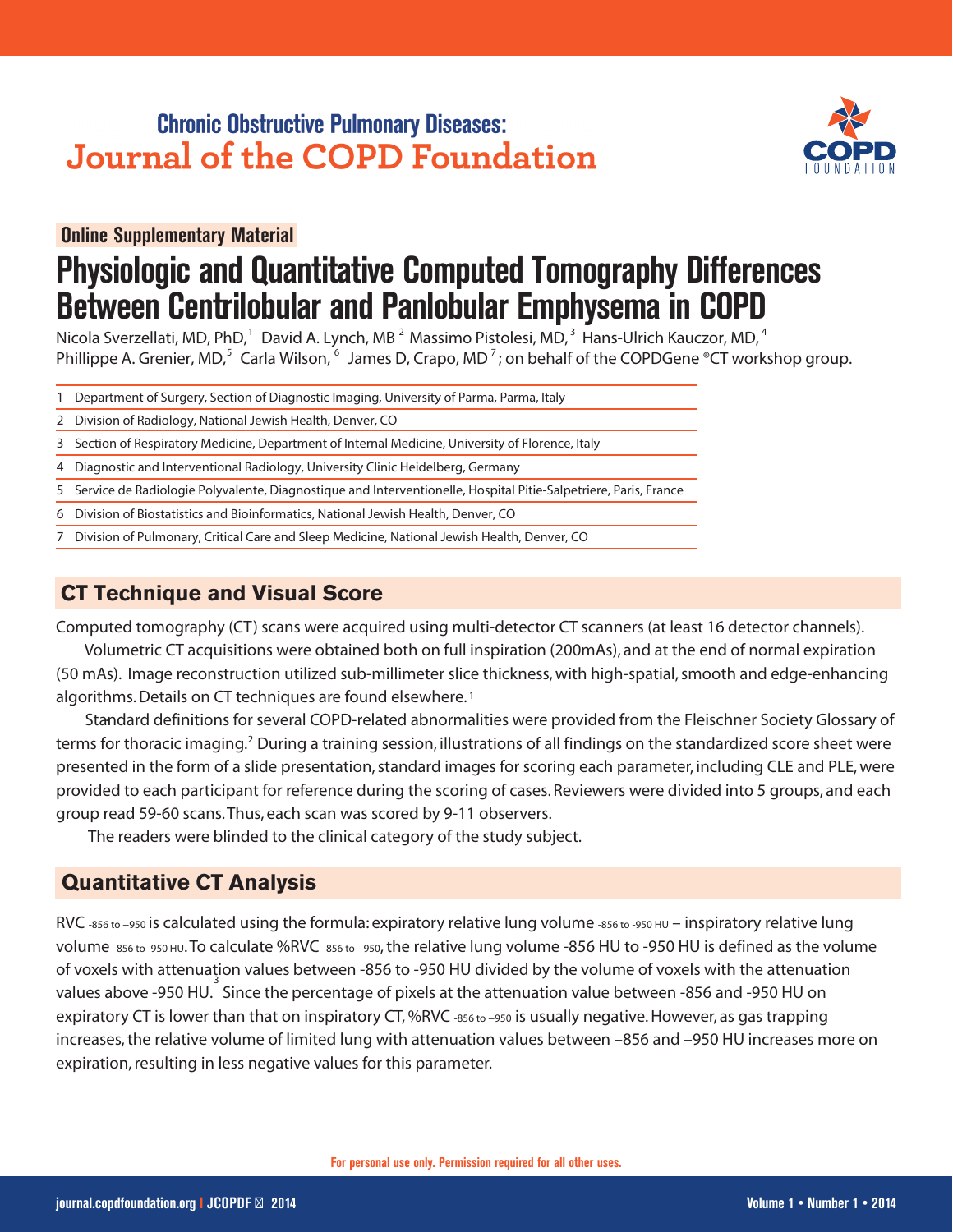Chronic Obstructive Pulmonary Diseases:
Journal of the COPD Foundation

Online Supplementary Material

# Physiologic and Quantitative Computed Tomography Differences Between Centrilobular and Panlobular Emphysema in COPD

Nicola Sverzellati, MD, PhD,[1] David A. Lynch, MB [2] Massimo Pistolesi, MD,[3] Hans-Ulrich Kauczor, MD,[4] Phillippe A. Grenier, MD,[5] Carla Wilson, [6] James D, Crapo, MD [7]; on behalf of the COPDGene ®CT workshop group.

1 Department of Surgery, Section of Diagnostic Imaging, University of Parma, Parma, Italy

2 Division of Radiology, National Jewish Health, Denver, CO

3 Section of Respiratory Medicine, Department of Internal Medicine, University of Florence, Italy

4 Diagnostic and Interventional Radiology, University Clinic Heidelberg, Germany

5 Service de Radiologie Polyvalente, Diagnostique and Interventionelle, Hospital Pitie-Salpetriere, Paris, France

6 Division of Biostatistics and Bioinformatics, National Jewish Health, Denver, CO

7 Division of Pulmonary, Critical Care and Sleep Medicine, National Jewish Health, Denver, CO

## CT Technique and Visual Score

Computed tomography (CT) scans were acquired using multi-detector CT scanners (at least 16 detector channels).

Volumetric CT acquisitions were obtained both on full inspiration (200mAs), and at the end of normal expiration (50 mAs). Image reconstruction utilized sub-millimeter slice thickness, with high-spatial, smooth and edge-enhancing algorithms. Details on CT techniques are found elsewhere.[1]

Standard definitions for several COPD-related abnormalities were provided from the Fleischner Society Glossary of terms for thoracic imaging.[2] During a training session, illustrations of all findings on the standardized score sheet were presented in the form of a slide presentation, standard images for scoring each parameter, including CLE and PLE, were provided to each participant for reference during the scoring of cases. Reviewers were divided into 5 groups, and each group read 59-60 scans. Thus, each scan was scored by 9-11 observers.

The readers were blinded to the clinical category of the study subject.

## Quantitative CT Analysis

RVC $_{-856 \text{ to } -950}$ is calculated using the formula: expiratory relative lung volume $_{-856 \text{ to } -950 \text{ HU}}$ – inspiratory relative lung volume $_{-856 \text{ to } -950 \text{ HU}}$. To calculate %RVC $_{-856 \text{ to } -950}$, the relative lung volume -856 HU to -950 HU is defined as the volume of voxels with attenuation values between -856 to -950 HU divided by the volume of voxels with the attenuation values above -950 HU.[3] Since the percentage of pixels at the attenuation value between -856 and -950 HU on expiratory CT is lower than that on inspiratory CT, %RVC $_{-856 \text{ to } -950}$ is usually negative. However, as gas trapping increases, the relative volume of limited lung with attenuation values between –856 and –950 HU increases more on expiration, resulting in less negative values for this parameter.

For personal use only. Permission required for all other uses.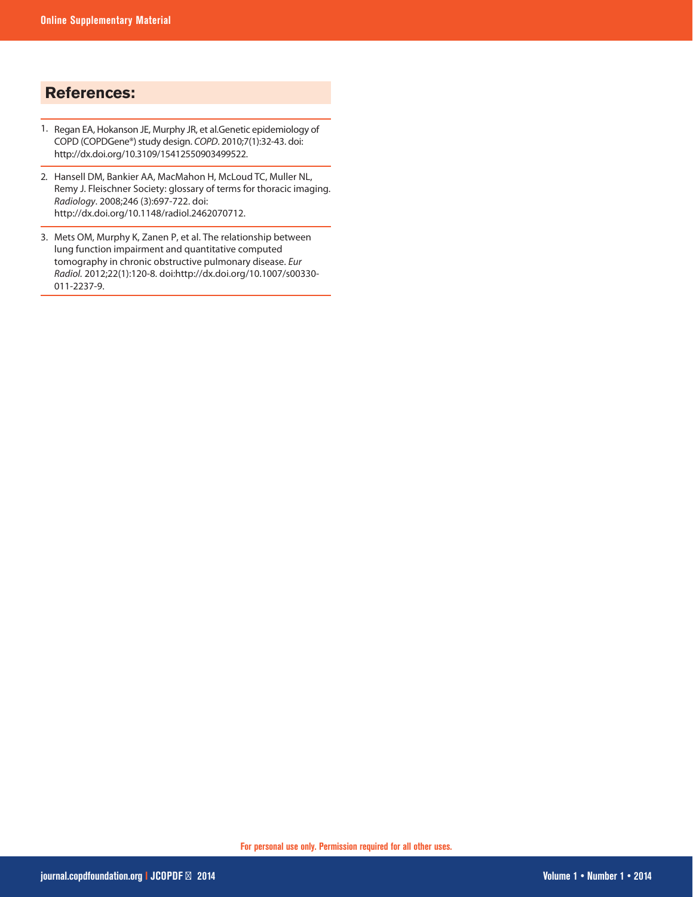## References:

1. Regan EA, Hokanson JE, Murphy JR, et al.Genetic epidemiology of COPD (COPDGene®) study design. *COPD*. 2010;7(1):32-43. doi: http://dx.doi.org/10.3109/15412550903499522.

2. Hansell DM, Bankier AA, MacMahon H, McLoud TC, Muller NL, Remy J. Fleischner Society: glossary of terms for thoracic imaging. *Radiology*. 2008;246 (3):697-722. doi: http://dx.doi.org/10.1148/radiol.2462070712.

3. Mets OM, Murphy K, Zanen P, et al. The relationship between lung function impairment and quantitative computed tomography in chronic obstructive pulmonary disease. *Eur Radiol.* 2012;22(1):120-8. doi:http://dx.doi.org/10.1007/s00330-011-2237-9.

For personal use only. Permission required for all other uses.